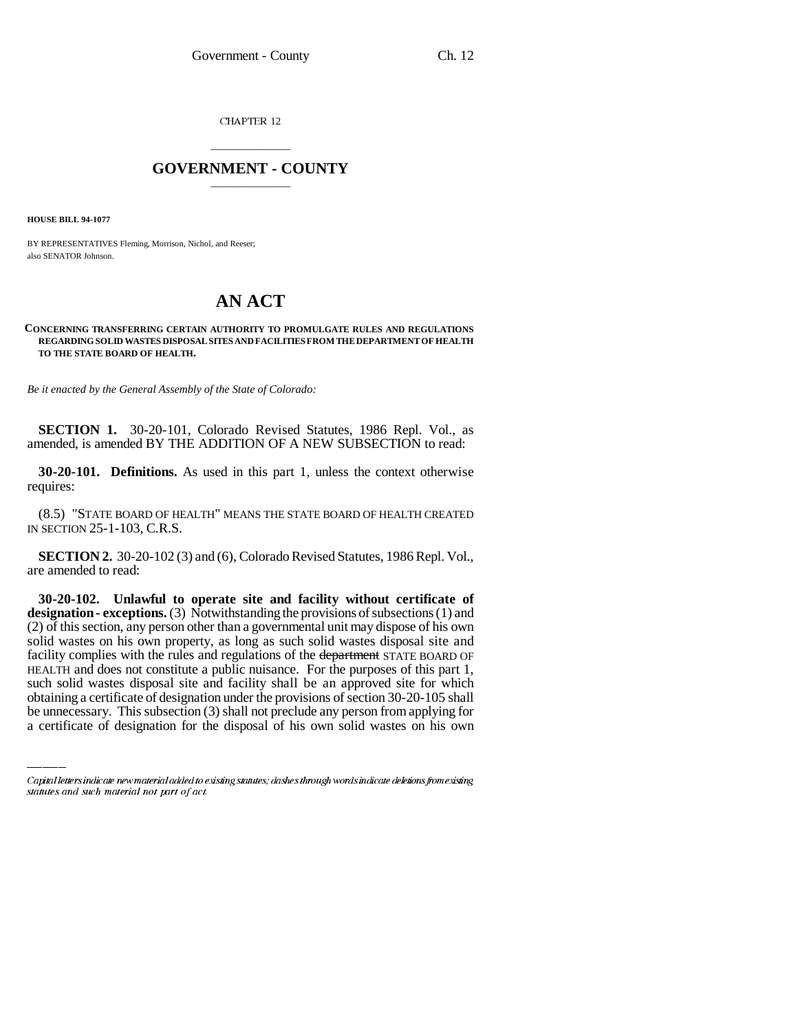CHAPTER 12

## GOVERNMENT - COUNTY

**HOUSE BILL 94-1077**

BY REPRESENTATIVES Fleming, Morrison, Nichol, and Reeser;
also SENATOR Johnson.

# AN ACT

**CONCERNING TRANSFERRING CERTAIN AUTHORITY TO PROMULGATE RULES AND REGULATIONS REGARDING SOLID WASTES DISPOSAL SITES AND FACILITIES FROM THE DEPARTMENT OF HEALTH TO THE STATE BOARD OF HEALTH.**

*Be it enacted by the General Assembly of the State of Colorado:*

**SECTION 1.** 30-20-101, Colorado Revised Statutes, 1986 Repl. Vol., as amended, is amended BY THE ADDITION OF A NEW SUBSECTION to read:

**30-20-101. Definitions.** As used in this part 1, unless the context otherwise requires:

(8.5) "STATE BOARD OF HEALTH" MEANS THE STATE BOARD OF HEALTH CREATED IN SECTION 25-1-103, C.R.S.

**SECTION 2.** 30-20-102 (3) and (6), Colorado Revised Statutes, 1986 Repl. Vol., are amended to read:

**30-20-102. Unlawful to operate site and facility without certificate of designation - exceptions.** (3) Notwithstanding the provisions of subsections (1) and (2) of this section, any person other than a governmental unit may dispose of his own solid wastes on his own property, as long as such solid wastes disposal site and facility complies with the rules and regulations of the ~~department~~ STATE BOARD OF HEALTH and does not constitute a public nuisance. For the purposes of this part 1, such solid wastes disposal site and facility shall be an approved site for which obtaining a certificate of designation under the provisions of section 30-20-105 shall be unnecessary. This subsection (3) shall not preclude any person from applying for a certificate of designation for the disposal of his own solid wastes on his own

*Capital letters indicate new material added to existing statutes; dashes through words indicate deletions from existing statutes and such material not part of act.*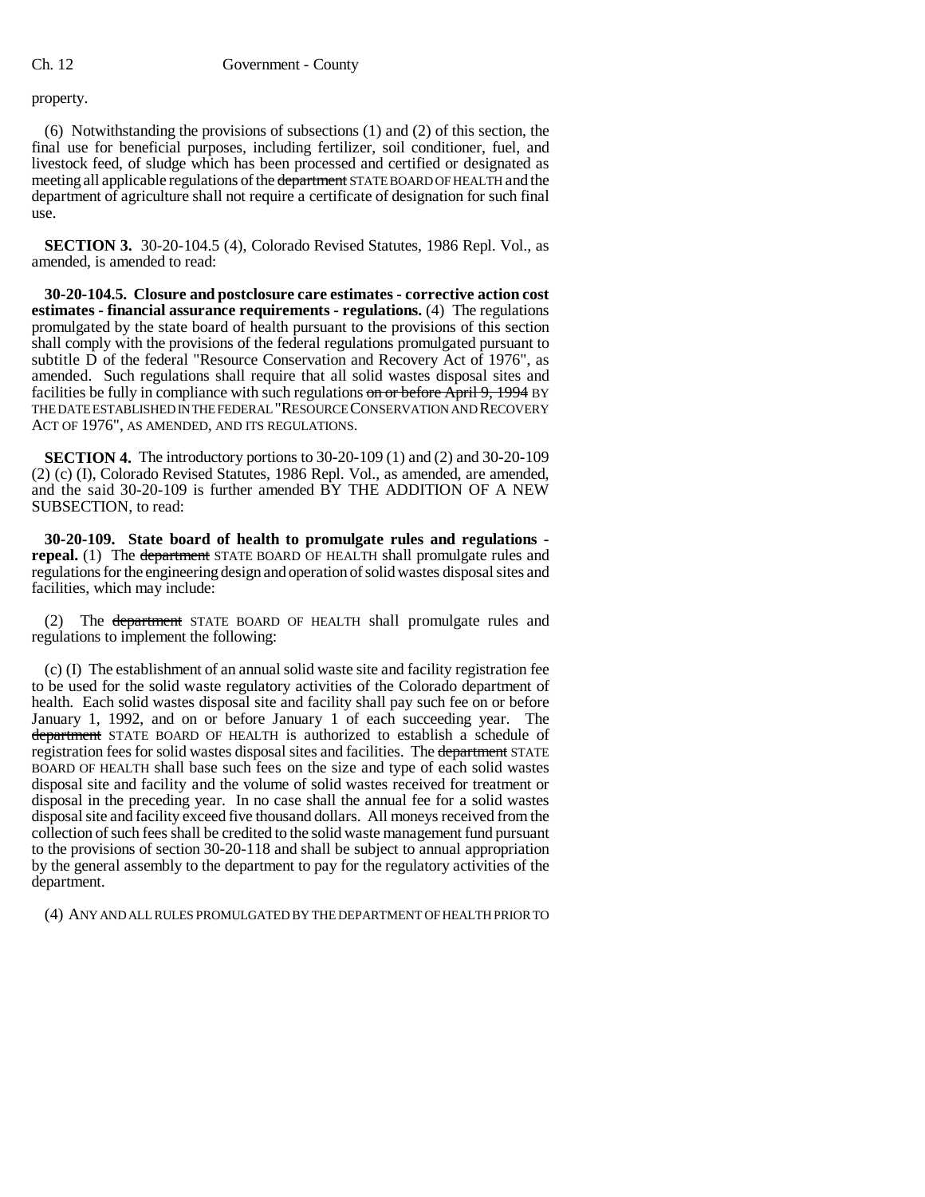property.

(6) Notwithstanding the provisions of subsections (1) and (2) of this section, the final use for beneficial purposes, including fertilizer, soil conditioner, fuel, and livestock feed, of sludge which has been processed and certified or designated as meeting all applicable regulations of the ~~department~~ STATE BOARD OF HEALTH and the department of agriculture shall not require a certificate of designation for such final use.

**SECTION 3.** 30-20-104.5 (4), Colorado Revised Statutes, 1986 Repl. Vol., as amended, is amended to read:

**30-20-104.5. Closure and postclosure care estimates - corrective action cost estimates - financial assurance requirements - regulations.** (4) The regulations promulgated by the state board of health pursuant to the provisions of this section shall comply with the provisions of the federal regulations promulgated pursuant to subtitle D of the federal "Resource Conservation and Recovery Act of 1976", as amended. Such regulations shall require that all solid wastes disposal sites and facilities be fully in compliance with such regulations ~~on or before April 9, 1994~~ BY THE DATE ESTABLISHED IN THE FEDERAL "RESOURCE CONSERVATION AND RECOVERY ACT OF 1976", AS AMENDED, AND ITS REGULATIONS.

**SECTION 4.** The introductory portions to 30-20-109 (1) and (2) and 30-20-109 (2) (c) (I), Colorado Revised Statutes, 1986 Repl. Vol., as amended, are amended, and the said 30-20-109 is further amended BY THE ADDITION OF A NEW SUBSECTION, to read:

**30-20-109. State board of health to promulgate rules and regulations - repeal.** (1) The ~~department~~ STATE BOARD OF HEALTH shall promulgate rules and regulations for the engineering design and operation of solid wastes disposal sites and facilities, which may include:

(2) The ~~department~~ STATE BOARD OF HEALTH shall promulgate rules and regulations to implement the following:

(c) (I) The establishment of an annual solid waste site and facility registration fee to be used for the solid waste regulatory activities of the Colorado department of health. Each solid wastes disposal site and facility shall pay such fee on or before January 1, 1992, and on or before January 1 of each succeeding year. The ~~department~~ STATE BOARD OF HEALTH is authorized to establish a schedule of registration fees for solid wastes disposal sites and facilities. The ~~department~~ STATE BOARD OF HEALTH shall base such fees on the size and type of each solid wastes disposal site and facility and the volume of solid wastes received for treatment or disposal in the preceding year. In no case shall the annual fee for a solid wastes disposal site and facility exceed five thousand dollars. All moneys received from the collection of such fees shall be credited to the solid waste management fund pursuant to the provisions of section 30-20-118 and shall be subject to annual appropriation by the general assembly to the department to pay for the regulatory activities of the department.

(4) ANY AND ALL RULES PROMULGATED BY THE DEPARTMENT OF HEALTH PRIOR TO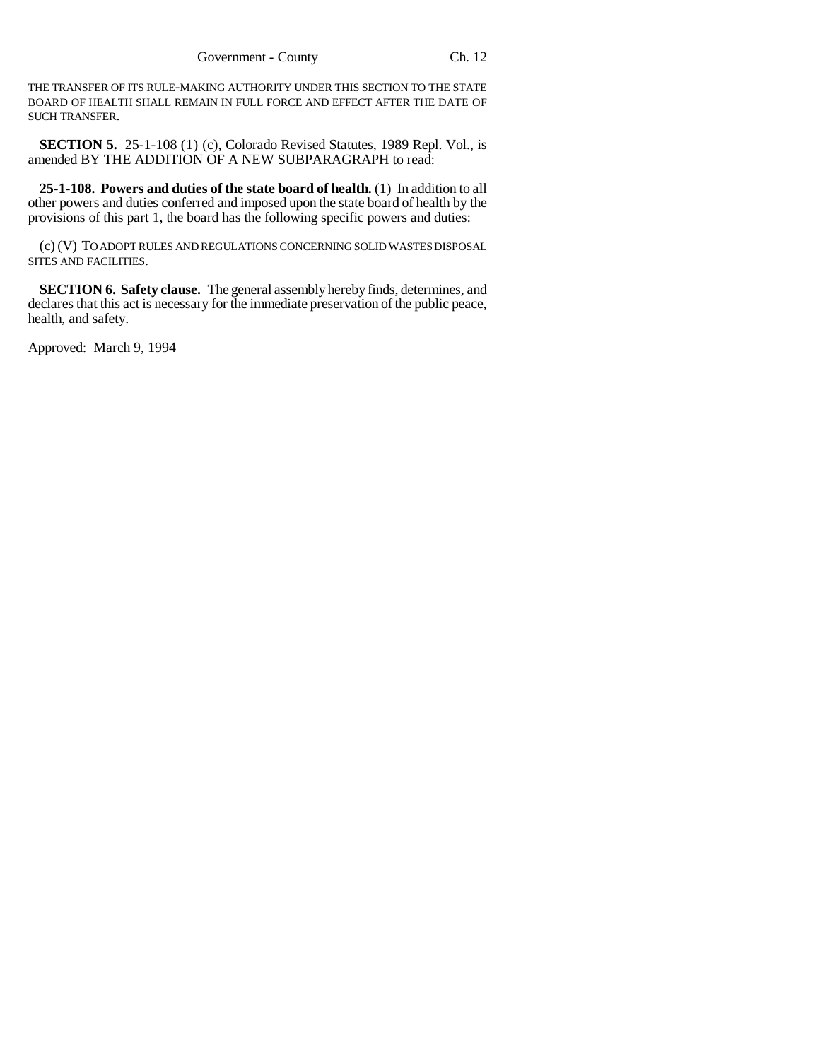THE TRANSFER OF ITS RULE-MAKING AUTHORITY UNDER THIS SECTION TO THE STATE BOARD OF HEALTH SHALL REMAIN IN FULL FORCE AND EFFECT AFTER THE DATE OF SUCH TRANSFER.

**SECTION 5.** 25-1-108 (1) (c), Colorado Revised Statutes, 1989 Repl. Vol., is amended BY THE ADDITION OF A NEW SUBPARAGRAPH to read:

**25-1-108. Powers and duties of the state board of health.** (1) In addition to all other powers and duties conferred and imposed upon the state board of health by the provisions of this part 1, the board has the following specific powers and duties:

(c) (V) TO ADOPT RULES AND REGULATIONS CONCERNING SOLID WASTES DISPOSAL SITES AND FACILITIES.

**SECTION 6. Safety clause.** The general assembly hereby finds, determines, and declares that this act is necessary for the immediate preservation of the public peace, health, and safety.

Approved: March 9, 1994